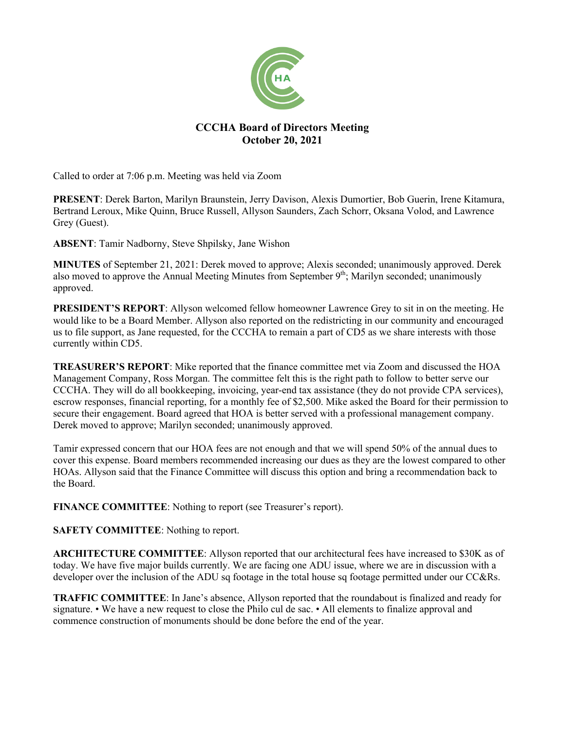# CCCHA Board of Directors Meeting
## October 20, 2021

Called to order at 7:06 p.m. Meeting was held via Zoom

**PRESENT**: Derek Barton, Marilyn Braunstein, Jerry Davison, Alexis Dumortier, Bob Guerin, Irene Kitamura, Bertrand Leroux, Mike Quinn, Bruce Russell, Allyson Saunders, Zach Schorr, Oksana Volod, and Lawrence Grey (Guest).

**ABSENT**: Tamir Nadborny, Steve Shpilsky, Jane Wishon

**MINUTES** of September 21, 2021: Derek moved to approve; Alexis seconded; unanimously approved. Derek also moved to approve the Annual Meeting Minutes from September 9th; Marilyn seconded; unanimously approved.

**PRESIDENT'S REPORT**: Allyson welcomed fellow homeowner Lawrence Grey to sit in on the meeting. He would like to be a Board Member. Allyson also reported on the redistricting in our community and encouraged us to file support, as Jane requested, for the CCCHA to remain a part of CD5 as we share interests with those currently within CD5.

**TREASURER'S REPORT**: Mike reported that the finance committee met via Zoom and discussed the HOA Management Company, Ross Morgan. The committee felt this is the right path to follow to better serve our CCCHA. They will do all bookkeeping, invoicing, year-end tax assistance (they do not provide CPA services), escrow responses, financial reporting, for a monthly fee of $2,500. Mike asked the Board for their permission to secure their engagement. Board agreed that HOA is better served with a professional management company. Derek moved to approve; Marilyn seconded; unanimously approved.

Tamir expressed concern that our HOA fees are not enough and that we will spend 50% of the annual dues to cover this expense. Board members recommended increasing our dues as they are the lowest compared to other HOAs. Allyson said that the Finance Committee will discuss this option and bring a recommendation back to the Board.

**FINANCE COMMITTEE**: Nothing to report (see Treasurer's report).

**SAFETY COMMITTEE**: Nothing to report.

**ARCHITECTURE COMMITTEE**: Allyson reported that our architectural fees have increased to $30K as of today. We have five major builds currently. We are facing one ADU issue, where we are in discussion with a developer over the inclusion of the ADU sq footage in the total house sq footage permitted under our CC&Rs.

**TRAFFIC COMMITTEE**: In Jane's absence, Allyson reported that the roundabout is finalized and ready for signature. • We have a new request to close the Philo cul de sac. • All elements to finalize approval and commence construction of monuments should be done before the end of the year.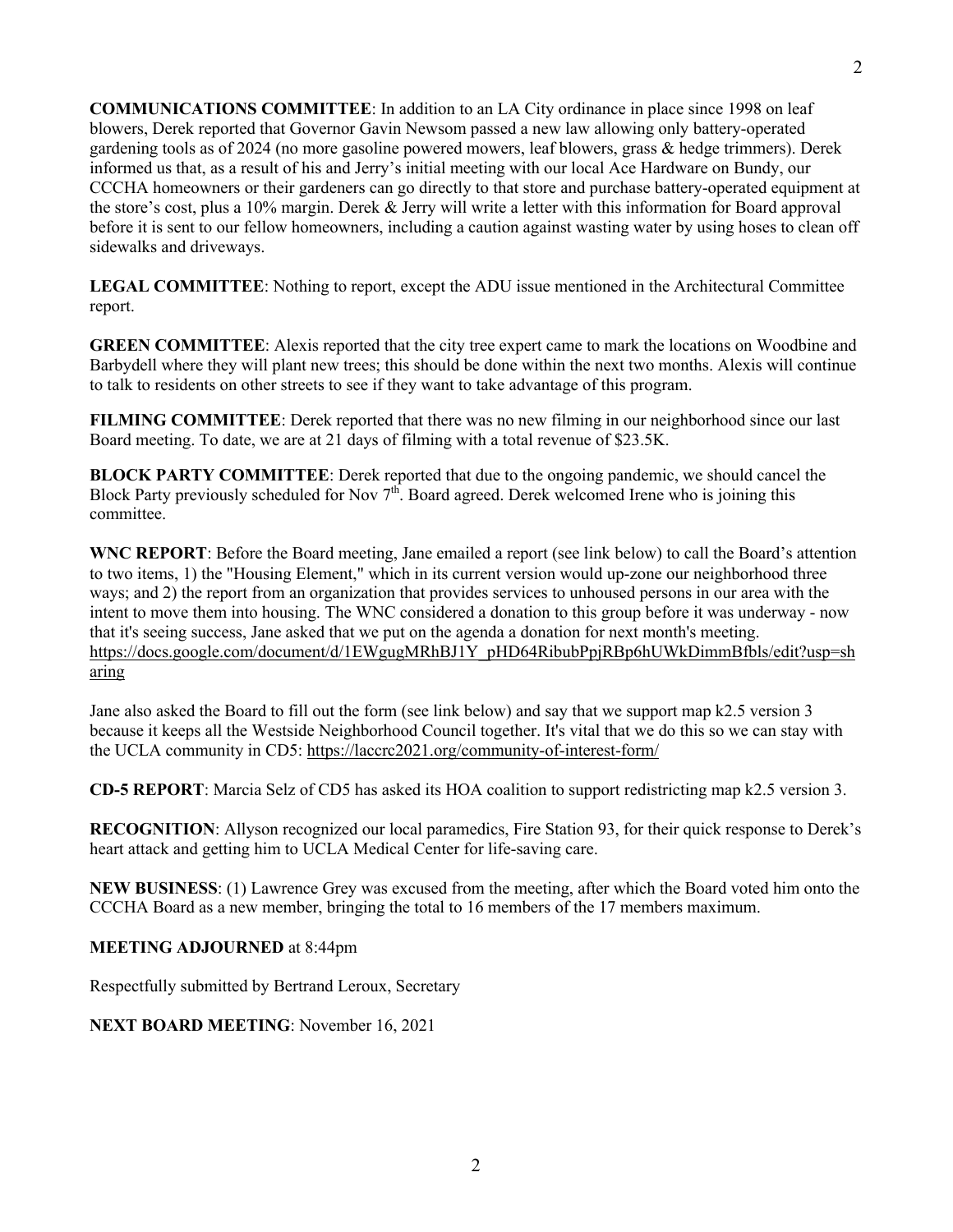**COMMUNICATIONS COMMITTEE**: In addition to an LA City ordinance in place since 1998 on leaf blowers, Derek reported that Governor Gavin Newsom passed a new law allowing only battery-operated gardening tools as of 2024 (no more gasoline powered mowers, leaf blowers, grass & hedge trimmers). Derek informed us that, as a result of his and Jerry's initial meeting with our local Ace Hardware on Bundy, our CCCHA homeowners or their gardeners can go directly to that store and purchase battery-operated equipment at the store's cost, plus a 10% margin. Derek & Jerry will write a letter with this information for Board approval before it is sent to our fellow homeowners, including a caution against wasting water by using hoses to clean off sidewalks and driveways.

**LEGAL COMMITTEE**: Nothing to report, except the ADU issue mentioned in the Architectural Committee report.

**GREEN COMMITTEE**: Alexis reported that the city tree expert came to mark the locations on Woodbine and Barbydell where they will plant new trees; this should be done within the next two months. Alexis will continue to talk to residents on other streets to see if they want to take advantage of this program.

**FILMING COMMITTEE**: Derek reported that there was no new filming in our neighborhood since our last Board meeting. To date, we are at 21 days of filming with a total revenue of $23.5K.

**BLOCK PARTY COMMITTEE**: Derek reported that due to the ongoing pandemic, we should cancel the Block Party previously scheduled for Nov 7th. Board agreed. Derek welcomed Irene who is joining this committee.

**WNC REPORT**: Before the Board meeting, Jane emailed a report (see link below) to call the Board's attention to two items, 1) the "Housing Element," which in its current version would up-zone our neighborhood three ways; and 2) the report from an organization that provides services to unhoused persons in our area with the intent to move them into housing. The WNC considered a donation to this group before it was underway - now that it's seeing success, Jane asked that we put on the agenda a donation for next month's meeting. https://docs.google.com/document/d/1EWgugMRhBJ1Y_pHD64RibubPpjRBp6hUWkDimmBfbls/edit?usp=sharing

Jane also asked the Board to fill out the form (see link below) and say that we support map k2.5 version 3 because it keeps all the Westside Neighborhood Council together. It's vital that we do this so we can stay with the UCLA community in CD5: https://laccrc2021.org/community-of-interest-form/

**CD-5 REPORT**: Marcia Selz of CD5 has asked its HOA coalition to support redistricting map k2.5 version 3.

**RECOGNITION**: Allyson recognized our local paramedics, Fire Station 93, for their quick response to Derek's heart attack and getting him to UCLA Medical Center for life-saving care.

**NEW BUSINESS**: (1) Lawrence Grey was excused from the meeting, after which the Board voted him onto the CCCHA Board as a new member, bringing the total to 16 members of the 17 members maximum.

**MEETING ADJOURNED** at 8:44pm

Respectfully submitted by Bertrand Leroux, Secretary

**NEXT BOARD MEETING**: November 16, 2021